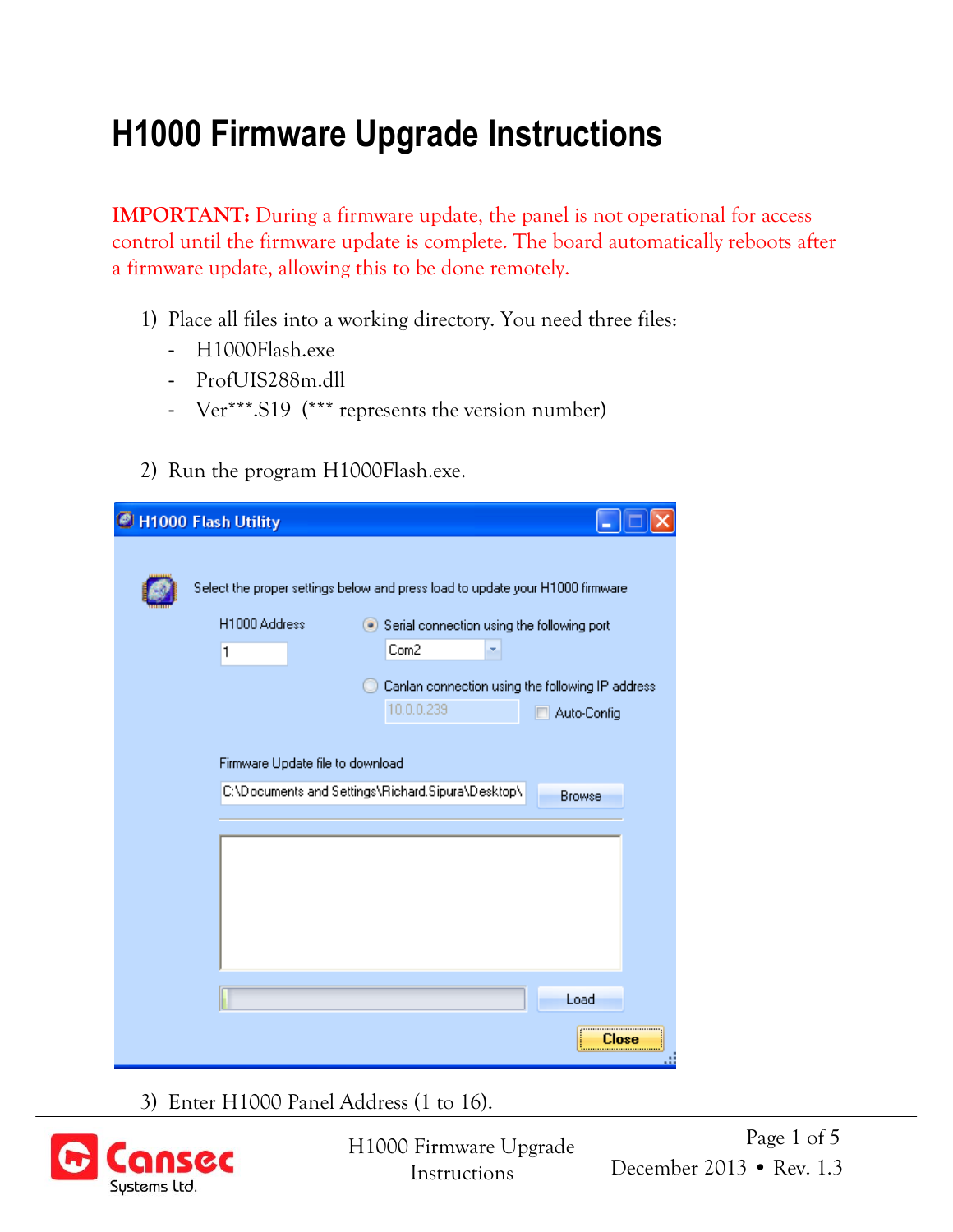# H1000 Firmware Upgrade Instructions

**IMPORTANT:** During a firmware update, the panel is not operational for access control until the firmware update is complete. The board automatically reboots after a firmware update, allowing this to be done remotely.

1) Place all files into a working directory. You need three files:
   - H1000Flash.exe
   - ProfUIS288m.dll
   - Ver***.S19 (*** represents the version number)

2) Run the program H1000Flash.exe.

3) Enter H1000 Panel Address (1 to 16).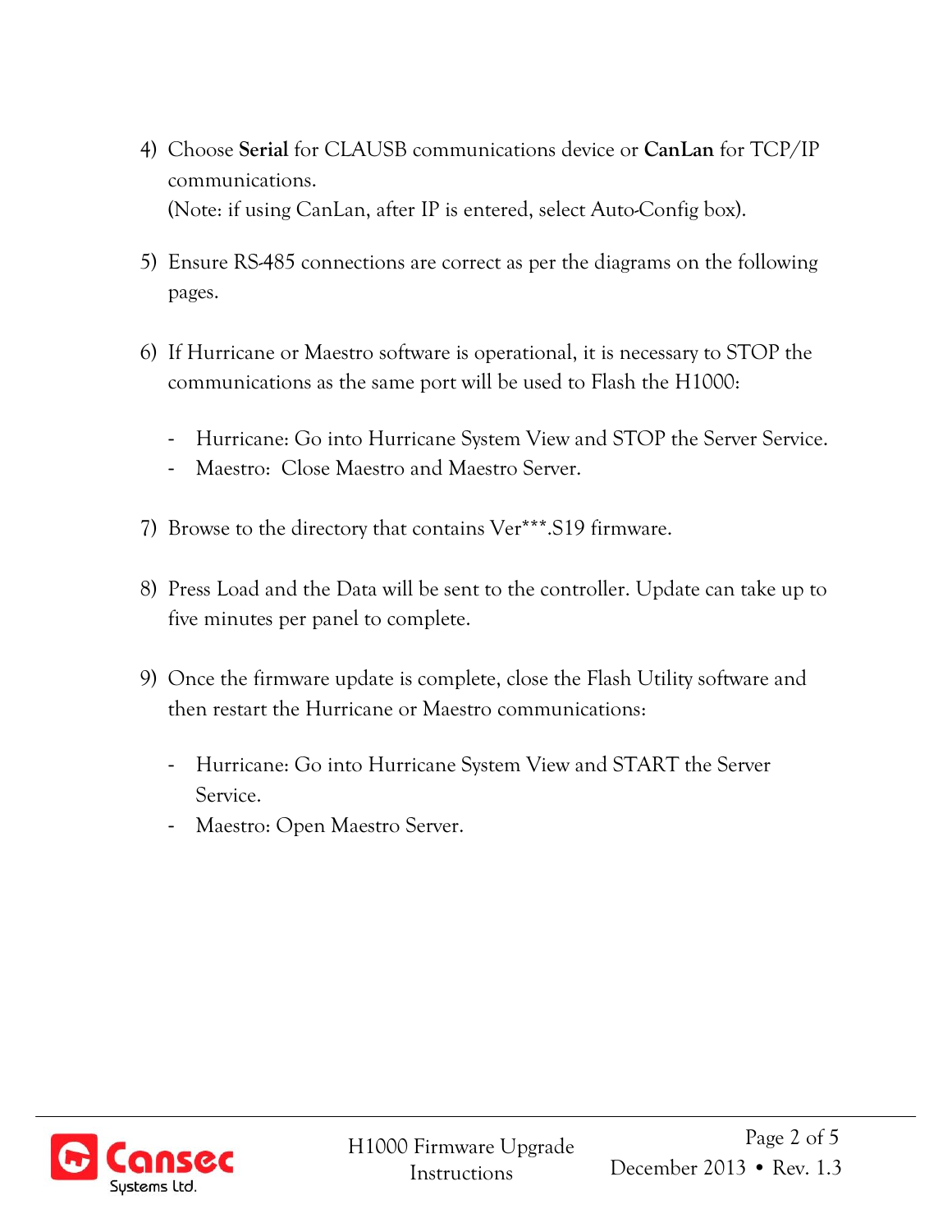4) Choose **Serial** for CLAUSB communications device or **CanLan** for TCP/IP communications.
   (Note: if using CanLan, after IP is entered, select Auto-Config box).

5) Ensure RS-485 connections are correct as per the diagrams on the following pages.

6) If Hurricane or Maestro software is operational, it is necessary to STOP the communications as the same port will be used to Flash the H1000:

   - Hurricane: Go into Hurricane System View and STOP the Server Service.
   - Maestro: Close Maestro and Maestro Server.

7) Browse to the directory that contains Ver***.S19 firmware.

8) Press Load and the Data will be sent to the controller. Update can take up to five minutes per panel to complete.

9) Once the firmware update is complete, close the Flash Utility software and then restart the Hurricane or Maestro communications:

   - Hurricane: Go into Hurricane System View and START the Server Service.
   - Maestro: Open Maestro Server.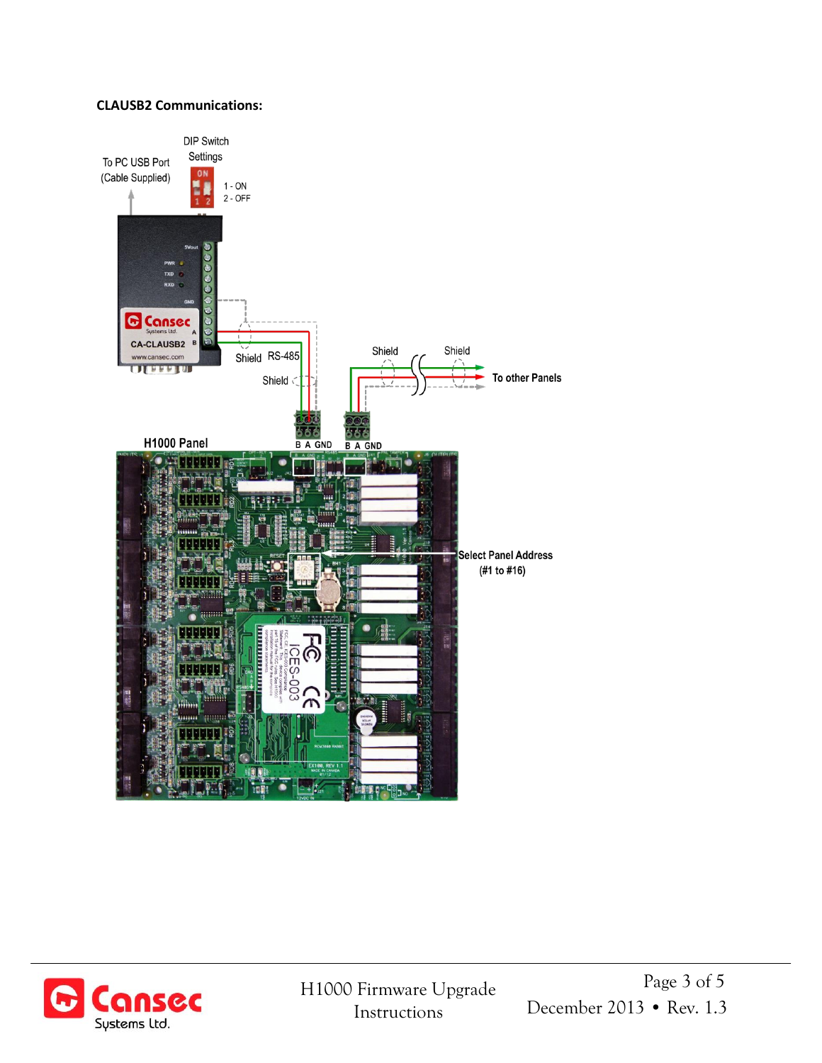**CLAUSB2 Communications:**

To PC USB Port (Cable Supplied)

DIP Switch Settings

1 - ON
2 - OFF

Shield RS-485

Shield

Shield

Shield

To other Panels

H1000 Panel

B A GND

B A GND

Select Panel Address (#1 to #16)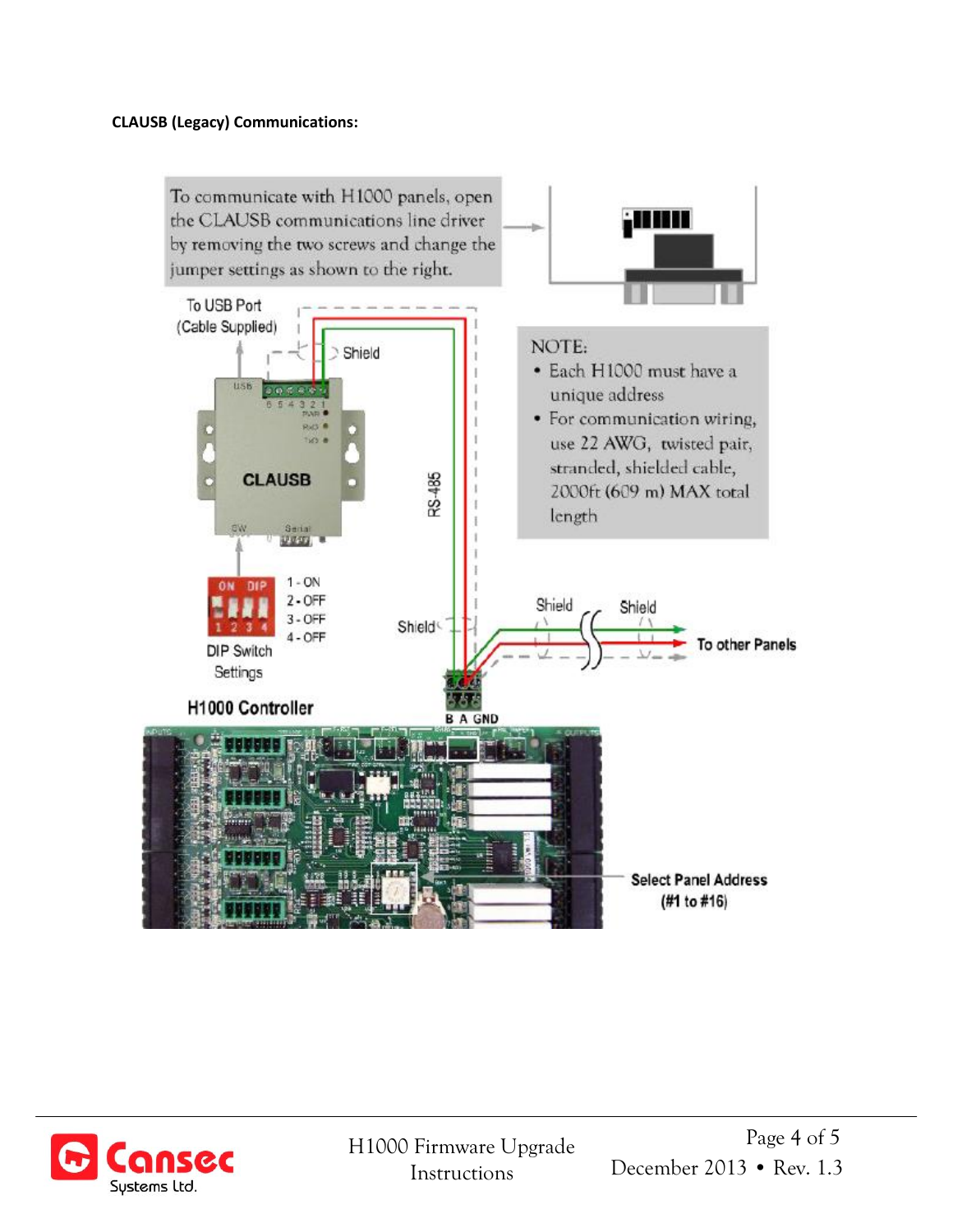**CLAUSB (Legacy) Communications:**

To communicate with H1000 panels, open the CLAUSB communications line driver by removing the two screws and change the jumper settings as shown to the right.

To USB Port (Cable Supplied)

Shield

CLAUSB

RS-485

NOTE:

- Each H1000 must have a unique address
- For communication wiring, use 22 AWG, twisted pair, stranded, shielded cable, 2000ft (609 m) MAX total length

DIP Switch Settings

1 - ON
2 - OFF
3 - OFF
4 - OFF

Shield

Shield

Shield

To other Panels

H1000 Controller

B A GND

Select Panel Address (#1 to #16)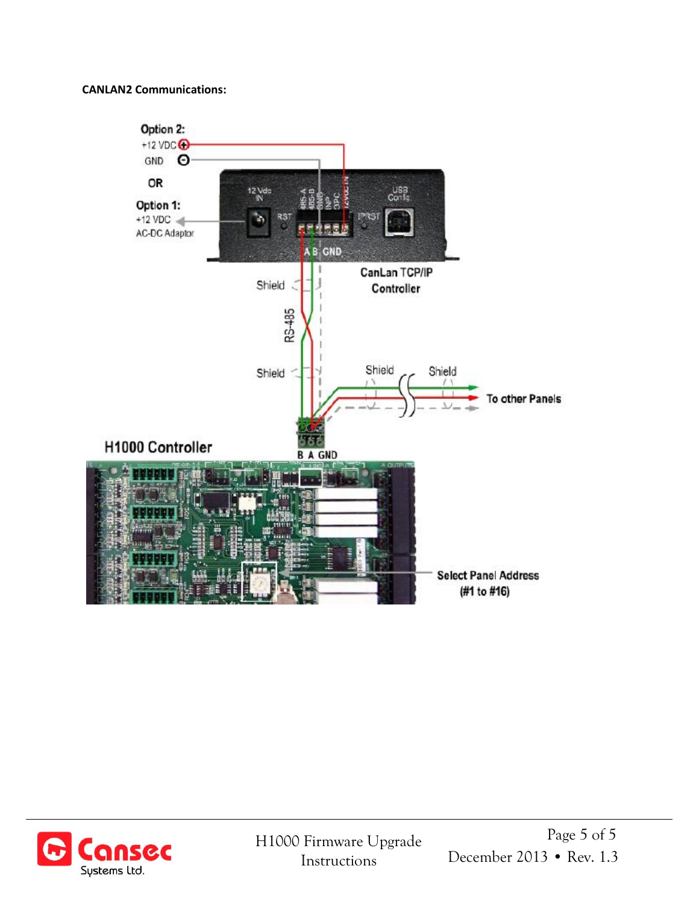**CANLAN2 Communications:**

Option 2:
+12 VDC
GND
OR
Option 1:
+12 VDC
AC-DC Adaptor

12 Vdc IN
RST
485-A
485-B
GND
INP
OPC
12VDC IN
IPRST
USB Config
A B GND

CanLan TCP/IP Controller

Shield
RS-485
Shield
Shield
Shield
To other Panels

B A GND
H1000 Controller

Select Panel Address (#1 to #16)